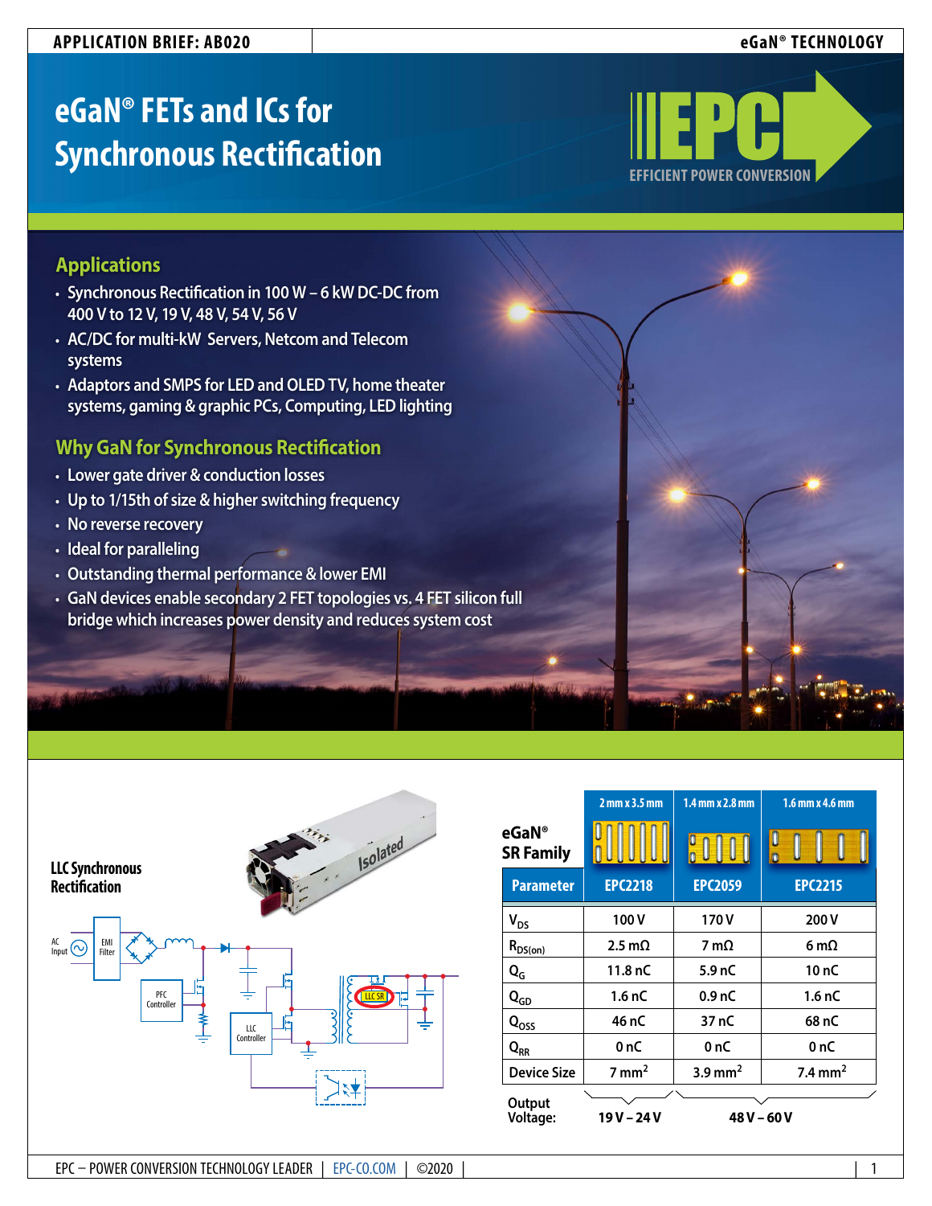# eGaN® FETs and ICs for Synchronous Rectification

## Applications

- Synchronous Rectification in 100 W – 6 kW DC-DC from 400 V to 12 V, 19 V, 48 V, 54 V, 56 V
- AC/DC for multi-kW Servers, Netcom and Telecom systems
- Adaptors and SMPS for LED and OLED TV, home theater systems, gaming & graphic PCs, Computing, LED lighting

## Why GaN for Synchronous Rectification

- Lower gate driver & conduction losses
- Up to 1/15th of size & higher switching frequency
- No reverse recovery
- Ideal for paralleling
- Outstanding thermal performance & lower EMI
- GaN devices enable secondary 2 FET topologies vs. 4 FET silicon full bridge which increases power density and reduces system cost

**LLC Synchronous Rectification**

**eGaN® SR Family**

| Parameter | EPC2218 (2 mm x 3.5 mm) | EPC2059 (1.4 mm x 2.8 mm) | EPC2215 (1.6 mm x 4.6 mm) |
|---|---|---|---|
| $V_{DS}$ | 100 V | 170 V | 200 V |
| $R_{DS(on)}$ | 2.5 mΩ | 7 mΩ | 6 mΩ |
| $Q_G$ | 11.8 nC | 5.9 nC | 10 nC |
| $Q_{GD}$ | 1.6 nC | 0.9 nC | 1.6 nC |
| $Q_{OSS}$ | 46 nC | 37 nC | 68 nC |
| $Q_{RR}$ | 0 nC | 0 nC | 0 nC |
| Device Size | 7 $mm^2$ | 3.9 $mm^2$ | 7.4 $mm^2$ |
| Output Voltage: | 19 V – 24 V | 48 V – 60 V | |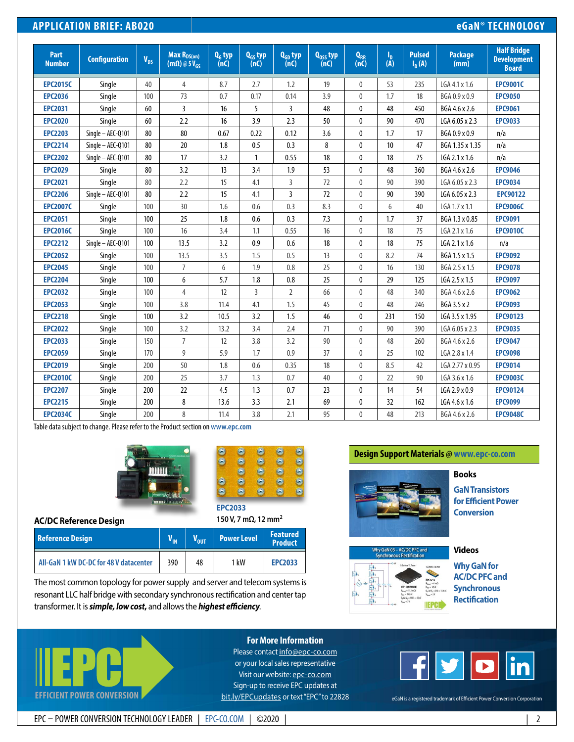| Part Number | Configuration | $V_{DS}$ | Max $R_{DS(on)}$ (mΩ) @ 5 $V_{GS}$ | $Q_G$ typ (nC) | $Q_{GS}$ typ (nC) | $Q_{GD}$ typ (nC) | $Q_{OSS}$ typ (nC) | $Q_{RR}$ (nC) | $I_D$ (A) | Pulsed $I_D$ (A) | Package (mm) | Half Bridge Development Board |
|---|---|---|---|---|---|---|---|---|---|---|---|---|
| EPC2015C | Single | 40 | 4 | 8.7 | 2.7 | 1.2 | 19 | 0 | 53 | 235 | LGA 4.1 x 1.6 | EPC9001C |
| EPC2036 | Single | 100 | 73 | 0.7 | 0.17 | 0.14 | 3.9 | 0 | 1.7 | 18 | BGA 0.9 x 0.9 | EPC9050 |
| EPC2031 | Single | 60 | 3 | 16 | 5 | 3 | 48 | 0 | 48 | 450 | BGA 4.6 x 2.6 | EPC9061 |
| EPC2020 | Single | 60 | 2.2 | 16 | 3.9 | 2.3 | 50 | 0 | 90 | 470 | LGA 6.05 x 2.3 | EPC9033 |
| EPC2203 | Single – AEC-Q101 | 80 | 80 | 0.67 | 0.22 | 0.12 | 3.6 | 0 | 1.7 | 17 | BGA 0.9 x 0.9 | n/a |
| EPC2214 | Single – AEC-Q101 | 80 | 20 | 1.8 | 0.5 | 0.3 | 8 | 0 | 10 | 47 | BGA 1.35 x 1.35 | n/a |
| EPC2202 | Single – AEC-Q101 | 80 | 17 | 3.2 | 1 | 0.55 | 18 | 0 | 18 | 75 | LGA 2.1 x 1.6 | n/a |
| EPC2029 | Single | 80 | 3.2 | 13 | 3.4 | 1.9 | 53 | 0 | 48 | 360 | BGA 4.6 x 2.6 | EPC9046 |
| EPC2021 | Single | 80 | 2.2 | 15 | 4.1 | 3 | 72 | 0 | 90 | 390 | LGA 6.05 x 2.3 | EPC9034 |
| EPC2206 | Single – AEC-Q101 | 80 | 2.2 | 15 | 4.1 | 3 | 72 | 0 | 90 | 390 | LGA 6.05 x 2.3 | EPC90122 |
| EPC2007C | Single | 100 | 30 | 1.6 | 0.6 | 0.3 | 8.3 | 0 | 6 | 40 | LGA 1.7 x 1.1 | EPC9006C |
| EPC2051 | Single | 100 | 25 | 1.8 | 0.6 | 0.3 | 7.3 | 0 | 1.7 | 37 | BGA 1.3 x 0.85 | EPC9091 |
| EPC2016C | Single | 100 | 16 | 3.4 | 1.1 | 0.55 | 16 | 0 | 18 | 75 | LGA 2.1 x 1.6 | EPC9010C |
| EPC2212 | Single – AEC-Q101 | 100 | 13.5 | 3.2 | 0.9 | 0.6 | 18 | 0 | 18 | 75 | LGA 2.1 x 1.6 | n/a |
| EPC2052 | Single | 100 | 13.5 | 3.5 | 1.5 | 0.5 | 13 | 0 | 8.2 | 74 | BGA 1.5 x 1.5 | EPC9092 |
| EPC2045 | Single | 100 | 7 | 6 | 1.9 | 0.8 | 25 | 0 | 16 | 130 | BGA 2.5 x 1.5 | EPC9078 |
| EPC2204 | Single | 100 | 6 | 5.7 | 1.8 | 0.8 | 25 | 0 | 29 | 125 | LGA 2.5 x 1.5 | EPC9097 |
| EPC2032 | Single | 100 | 4 | 12 | 3 | 2 | 66 | 0 | 48 | 340 | BGA 4.6 x 2.6 | EPC9062 |
| EPC2053 | Single | 100 | 3.8 | 11.4 | 4.1 | 1.5 | 45 | 0 | 48 | 246 | BGA 3.5 x 2 | EPC9093 |
| EPC2218 | Single | 100 | 3.2 | 10.5 | 3.2 | 1.5 | 46 | 0 | 231 | 150 | LGA 3.5 x 1.95 | EPC90123 |
| EPC2022 | Single | 100 | 3.2 | 13.2 | 3.4 | 2.4 | 71 | 0 | 90 | 390 | LGA 6.05 x 2.3 | EPC9035 |
| EPC2033 | Single | 150 | 7 | 12 | 3.8 | 3.2 | 90 | 0 | 48 | 260 | BGA 4.6 x 2.6 | EPC9047 |
| EPC2059 | Single | 170 | 9 | 5.9 | 1.7 | 0.9 | 37 | 0 | 25 | 102 | LGA 2.8 x 1.4 | EPC9098 |
| EPC2019 | Single | 200 | 50 | 1.8 | 0.6 | 0.35 | 18 | 0 | 8.5 | 42 | LGA 2.77 x 0.95 | EPC9014 |
| EPC2010C | Single | 200 | 25 | 3.7 | 1.3 | 0.7 | 40 | 0 | 22 | 90 | LGA 3.6 x 1.6 | EPC9003C |
| EPC2207 | Single | 200 | 22 | 4.5 | 1.3 | 0.7 | 23 | 0 | 14 | 54 | LGA 2.9 x 0.9 | EPC90124 |
| EPC2215 | Single | 200 | 8 | 13.6 | 3.3 | 2.1 | 69 | 0 | 32 | 162 | LGA 4.6 x 1.6 | EPC9099 |
| EPC2034C | Single | 200 | 8 | 11.4 | 3.8 | 2.1 | 95 | 0 | 48 | 213 | BGA 4.6 x 2.6 | EPC9048C |

Table data subject to change. Please refer to the Product section on www.epc.com

EPC2033

150 V, 7 mΩ, 12 mm²

## AC/DC Reference Design

| Reference Design | $V_{IN}$ | $V_{OUT}$ | Power Level | Featured Product |
|---|---|---|---|---|
| All-GaN 1 kW DC-DC for 48 V datacenter | 390 | 48 | 1 kW | EPC2033 |

The most common topology for power supply and server and telecom systems is resonant LLC half bridge with secondary synchronous rectification and center tap transformer. It is ***simple, low cost,*** and allows the ***highest efficiency***.

## Design Support Materials @ www.epc-co.com

### Books

GaN Transistors for Efficient Power Conversion

### Videos

Why GaN for AC/DC PFC and Synchronous Rectification

## For More Information

Please contact info@epc-co.com
or your local sales representative
Visit our website: epc-co.com
Sign-up to receive EPC updates at
bit.ly/EPCupdates or text "EPC" to 22828

EPC – EFFICIENT POWER CONVERSION

eGaN is a registered trademark of Efficient Power Conversion Corporation